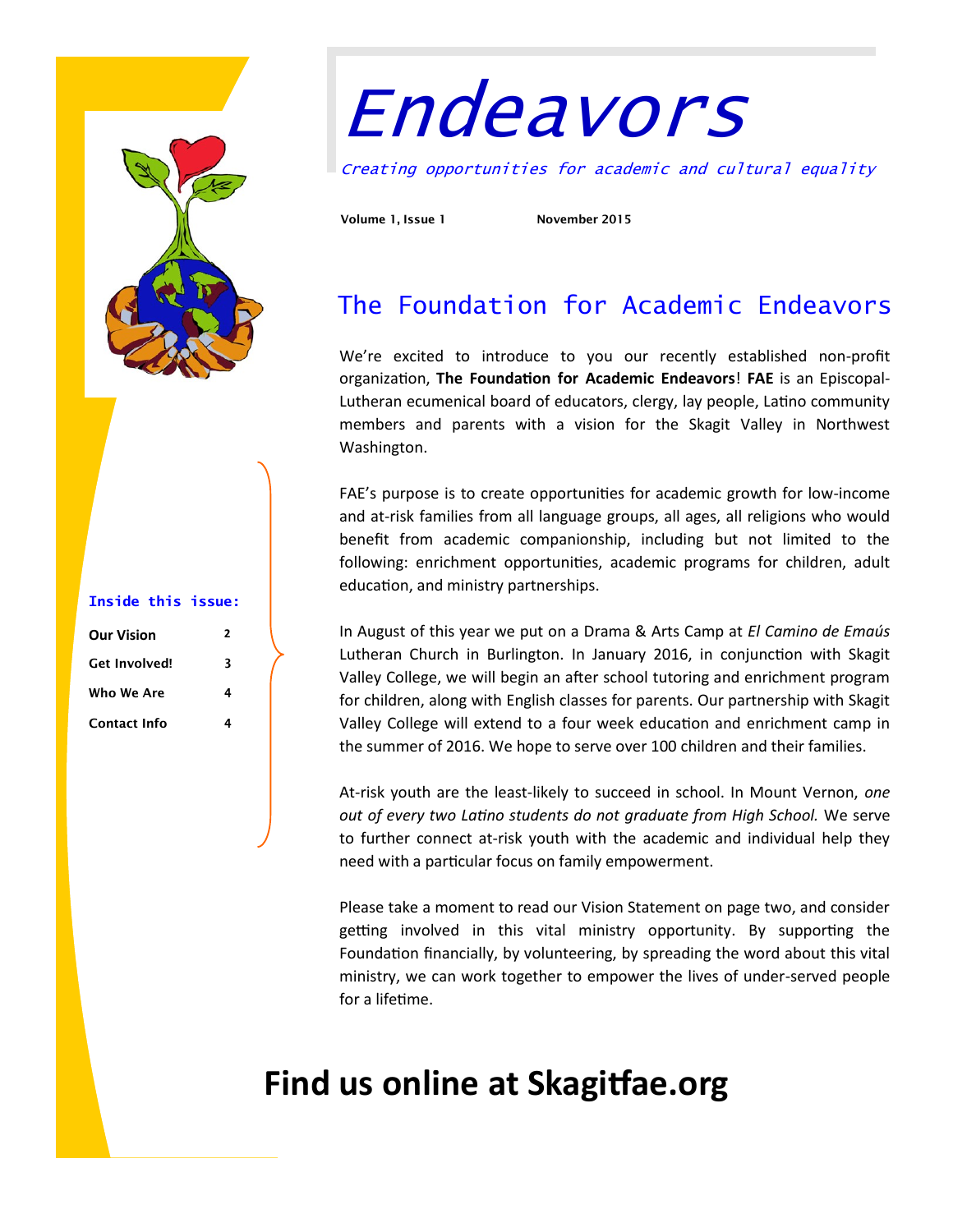# Endeavors

*Creating opportunities for academic and cultural equality*

**Volume 1, Issue 1** **November 2015**

**Inside this issue:**

| | |
|---|---|
| Our Vision | 2 |
| Get Involved! | 3 |
| Who We Are | 4 |
| Contact Info | 4 |

## The Foundation for Academic Endeavors

We're excited to introduce to you our recently established non-profit organization, **The Foundation for Academic Endeavors**! **FAE** is an Episcopal-Lutheran ecumenical board of educators, clergy, lay people, Latino community members and parents with a vision for the Skagit Valley in Northwest Washington.

FAE's purpose is to create opportunities for academic growth for low-income and at-risk families from all language groups, all ages, all religions who would benefit from academic companionship, including but not limited to the following: enrichment opportunities, academic programs for children, adult education, and ministry partnerships.

In August of this year we put on a Drama & Arts Camp at *El Camino de Emaús* Lutheran Church in Burlington. In January 2016, in conjunction with Skagit Valley College, we will begin an after school tutoring and enrichment program for children, along with English classes for parents. Our partnership with Skagit Valley College will extend to a four week education and enrichment camp in the summer of 2016. We hope to serve over 100 children and their families.

At-risk youth are the least-likely to succeed in school. In Mount Vernon, *one out of every two Latino students do not graduate from High School.* We serve to further connect at-risk youth with the academic and individual help they need with a particular focus on family empowerment.

Please take a moment to read our Vision Statement on page two, and consider getting involved in this vital ministry opportunity. By supporting the Foundation financially, by volunteering, by spreading the word about this vital ministry, we can work together to empower the lives of under-served people for a lifetime.

# Find us online at Skagitfae.org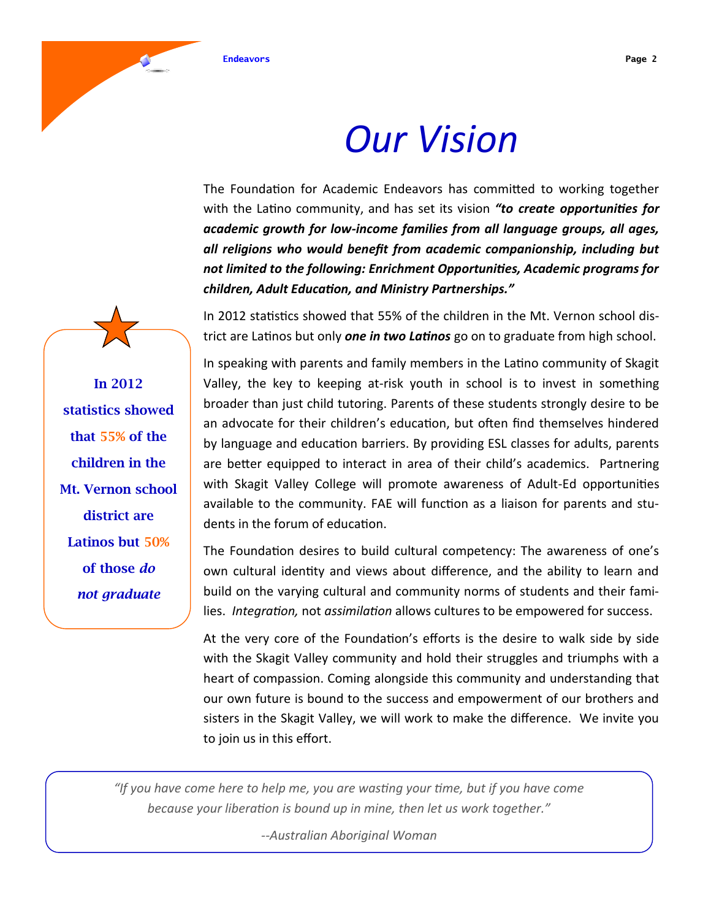# Our Vision

The Foundation for Academic Endeavors has committed to working together with the Latino community, and has set its vision ***"to create opportunities for academic growth for low-income families from all language groups, all ages, all religions who would benefit from academic companionship, including but not limited to the following: Enrichment Opportunities, Academic programs for children, Adult Education, and Ministry Partnerships."***

In 2012 statistics showed that 55% of the children in the Mt. Vernon school district are Latinos but only ***one in two Latinos*** go on to graduate from high school.

**In 2012 statistics showed that 55% of the children in the Mt. Vernon school district are Latinos but 50% of those *do not graduate***

In speaking with parents and family members in the Latino community of Skagit Valley, the key to keeping at-risk youth in school is to invest in something broader than just child tutoring. Parents of these students strongly desire to be an advocate for their children's education, but often find themselves hindered by language and education barriers. By providing ESL classes for adults, parents are better equipped to interact in area of their child's academics. Partnering with Skagit Valley College will promote awareness of Adult-Ed opportunities available to the community. FAE will function as a liaison for parents and students in the forum of education.

The Foundation desires to build cultural competency: The awareness of one's own cultural identity and views about difference, and the ability to learn and build on the varying cultural and community norms of students and their families. *Integration,* not *assimilation* allows cultures to be empowered for success.

At the very core of the Foundation's efforts is the desire to walk side by side with the Skagit Valley community and hold their struggles and triumphs with a heart of compassion. Coming alongside this community and understanding that our own future is bound to the success and empowerment of our brothers and sisters in the Skagit Valley, we will work to make the difference. We invite you to join us in this effort.

*"If you have come here to help me, you are wasting your time, but if you have come because your liberation is bound up in mine, then let us work together."*

*--Australian Aboriginal Woman*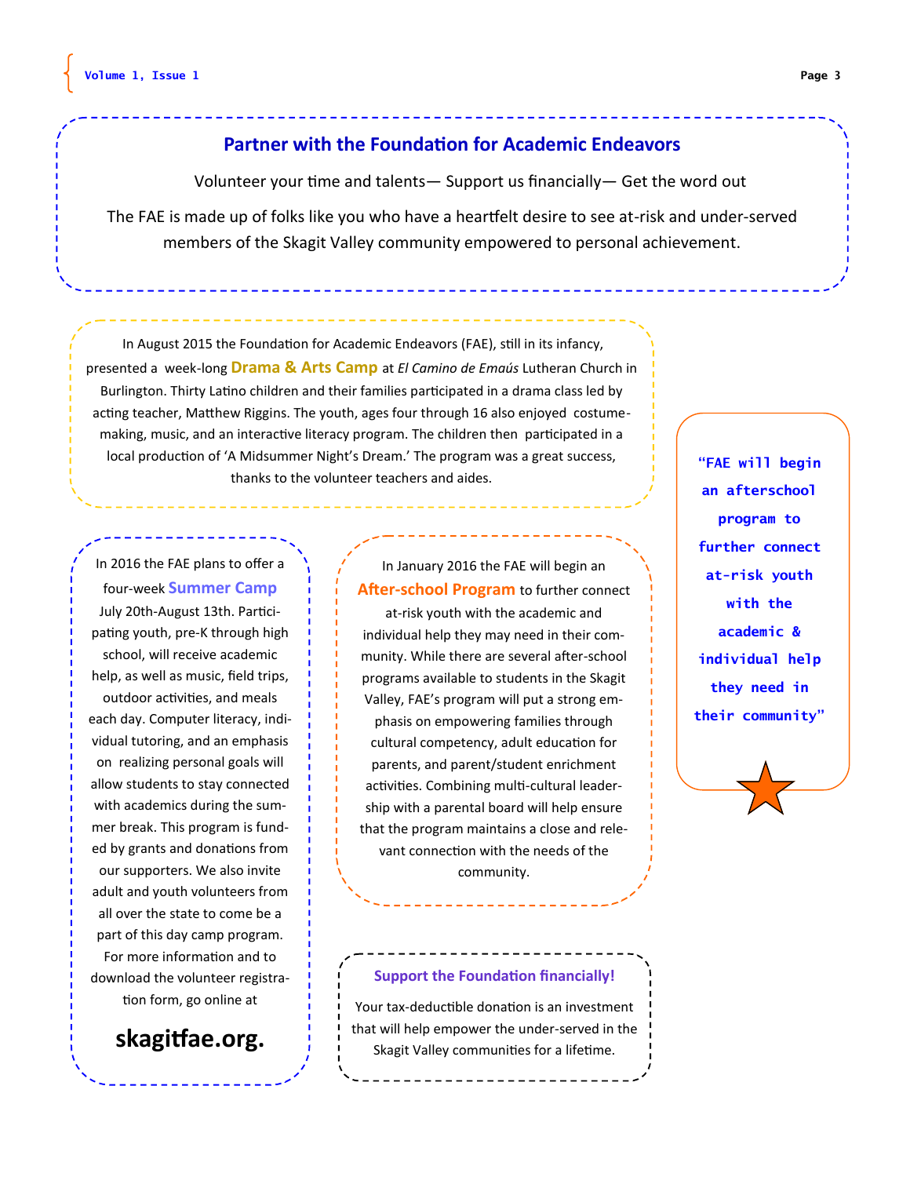## Partner with the Foundation for Academic Endeavors

Volunteer your time and talents— Support us financially— Get the word out

The FAE is made up of folks like you who have a heartfelt desire to see at-risk and under-served members of the Skagit Valley community empowered to personal achievement.

In August 2015 the Foundation for Academic Endeavors (FAE), still in its infancy, presented a week-long **Drama & Arts Camp** at *El Camino de Emaús* Lutheran Church in Burlington. Thirty Latino children and their families participated in a drama class led by acting teacher, Matthew Riggins. The youth, ages four through 16 also enjoyed costume-making, music, and an interactive literacy program. The children then participated in a local production of 'A Midsummer Night's Dream.' The program was a great success, thanks to the volunteer teachers and aides.

In 2016 the FAE plans to offer a four-week **Summer Camp** July 20th-August 13th. Participating youth, pre-K through high school, will receive academic help, as well as music, field trips, outdoor activities, and meals each day. Computer literacy, individual tutoring, and an emphasis on realizing personal goals will allow students to stay connected with academics during the summer break. This program is funded by grants and donations from our supporters. We also invite adult and youth volunteers from all over the state to come be a part of this day camp program. For more information and to download the volunteer registration form, go online at

**skagitfae.org.**

In January 2016 the FAE will begin an **After-school Program** to further connect at-risk youth with the academic and individual help they may need in their community. While there are several after-school programs available to students in the Skagit Valley, FAE's program will put a strong emphasis on empowering families through cultural competency, adult education for parents, and parent/student enrichment activities. Combining multi-cultural leadership with a parental board will help ensure that the program maintains a close and relevant connection with the needs of the community.

**"FAE will begin an afterschool program to further connect at-risk youth with the academic & individual help they need in their community"**

### Support the Foundation financially!

Your tax-deductible donation is an investment that will help empower the under-served in the Skagit Valley communities for a lifetime.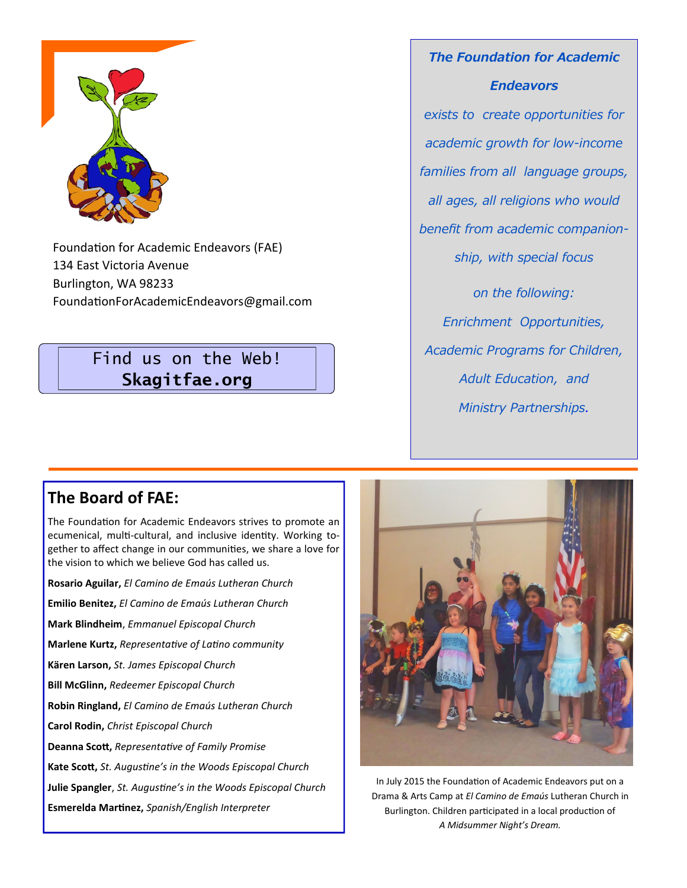Foundation for Academic Endeavors (FAE)
134 East Victoria Avenue
Burlington, WA 98233
FoundationForAcademicEndeavors@gmail.com

Find us on the Web!
**Skagitfae.org**

***The Foundation for Academic Endeavors***

*exists to create opportunities for academic growth for low-income families from all language groups, all ages, all religions who would benefit from academic companionship, with special focus on the following:*

*Enrichment Opportunities,*

*Academic Programs for Children,*

*Adult Education, and*

*Ministry Partnerships.*

## The Board of FAE:

The Foundation for Academic Endeavors strives to promote an ecumenical, multi-cultural, and inclusive identity. Working together to affect change in our communities, we share a love for the vision to which we believe God has called us.

**Rosario Aguilar,** *El Camino de Emaús Lutheran Church*

**Emilio Benitez,** *El Camino de Emaús Lutheran Church*

**Mark Blindheim**, *Emmanuel Episcopal Church*

**Marlene Kurtz,** *Representative of Latino community*

**Kären Larson,** *St. James Episcopal Church*

**Bill McGlinn,** *Redeemer Episcopal Church*

**Robin Ringland,** *El Camino de Emaús Lutheran Church*

**Carol Rodin,** *Christ Episcopal Church*

**Deanna Scott,** *Representative of Family Promise*

**Kate Scott,** *St. Augustine's in the Woods Episcopal Church*

**Julie Spangler**, *St. Augustine's in the Woods Episcopal Church*

**Esmerelda Martinez,** *Spanish/English Interpreter*

In July 2015 the Foundation of Academic Endeavors put on a Drama & Arts Camp at *El Camino de Emaús* Lutheran Church in Burlington. Children participated in a local production of *A Midsummer Night's Dream.*